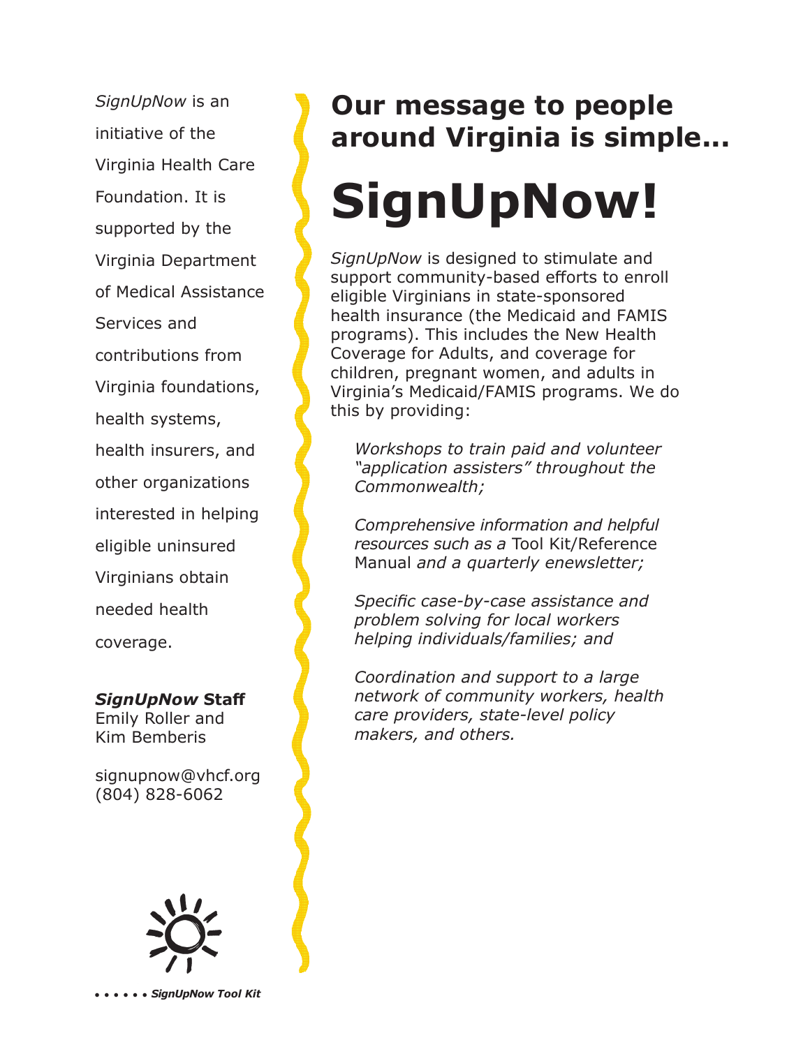*SignUpNow* is an initiative of the Virginia Health Care Foundation. It is supported by the Virginia Department of Medical Assistance Services and contributions from Virginia foundations, health systems, health insurers, and other organizations interested in helping eligible uninsured Virginians obtain needed health coverage.

***SignUpNow* Staff**
Emily Roller and
Kim Bemberis

signupnow@vhcf.org
(804) 828-6062

## Our message to people around Virginia is simple...

# SignUpNow!

*SignUpNow* is designed to stimulate and support community-based efforts to enroll eligible Virginians in state-sponsored health insurance (the Medicaid and FAMIS programs). This includes the New Health Coverage for Adults, and coverage for children, pregnant women, and adults in Virginia's Medicaid/FAMIS programs. We do this by providing:

*Workshops to train paid and volunteer "application assisters" throughout the Commonwealth;*

*Comprehensive information and helpful resources such as a* Tool Kit/Reference Manual *and a quarterly enewsletter;*

*Specific case-by-case assistance and problem solving for local workers helping individuals/families; and*

*Coordination and support to a large network of community workers, health care providers, state-level policy makers, and others.*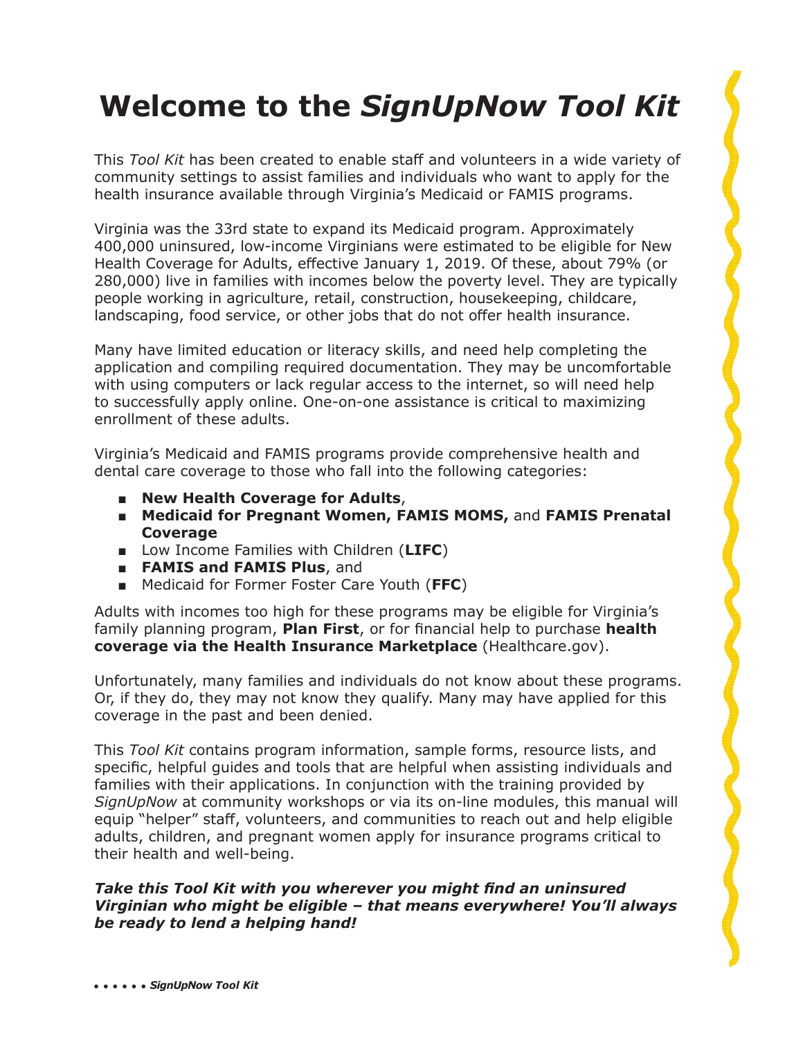# Welcome to the *SignUpNow Tool Kit*

This *Tool Kit* has been created to enable staff and volunteers in a wide variety of community settings to assist families and individuals who want to apply for the health insurance available through Virginia's Medicaid or FAMIS programs.

Virginia was the 33rd state to expand its Medicaid program. Approximately 400,000 uninsured, low-income Virginians were estimated to be eligible for New Health Coverage for Adults, effective January 1, 2019. Of these, about 79% (or 280,000) live in families with incomes below the poverty level. They are typically people working in agriculture, retail, construction, housekeeping, childcare, landscaping, food service, or other jobs that do not offer health insurance.

Many have limited education or literacy skills, and need help completing the application and compiling required documentation. They may be uncomfortable with using computers or lack regular access to the internet, so will need help to successfully apply online. One-on-one assistance is critical to maximizing enrollment of these adults.

Virginia's Medicaid and FAMIS programs provide comprehensive health and dental care coverage to those who fall into the following categories:

- **New Health Coverage for Adults**,
- **Medicaid for Pregnant Women, FAMIS MOMS,** and **FAMIS Prenatal Coverage**
- Low Income Families with Children (**LIFC**)
- **FAMIS and FAMIS Plus**, and
- Medicaid for Former Foster Care Youth (**FFC**)

Adults with incomes too high for these programs may be eligible for Virginia's family planning program, **Plan First**, or for financial help to purchase **health coverage via the Health Insurance Marketplace** (Healthcare.gov).

Unfortunately, many families and individuals do not know about these programs. Or, if they do, they may not know they qualify. Many may have applied for this coverage in the past and been denied.

This *Tool Kit* contains program information, sample forms, resource lists, and specific, helpful guides and tools that are helpful when assisting individuals and families with their applications. In conjunction with the training provided by *SignUpNow* at community workshops or via its on-line modules, this manual will equip "helper" staff, volunteers, and communities to reach out and help eligible adults, children, and pregnant women apply for insurance programs critical to their health and well-being.

***Take this Tool Kit with you wherever you might find an uninsured Virginian who might be eligible – that means everywhere! You'll always be ready to lend a helping hand!***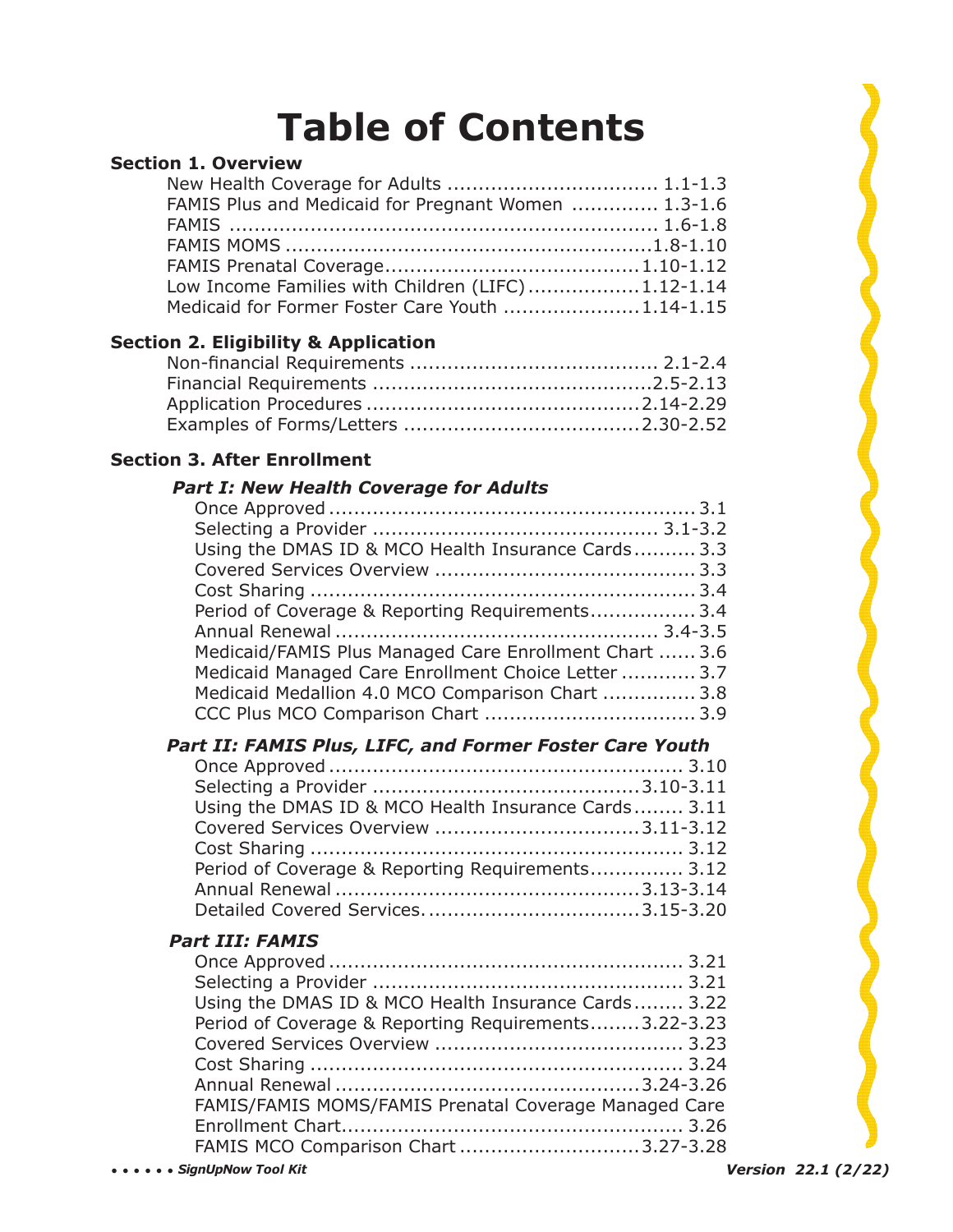# Table of Contents

## Section 1. Overview

- New Health Coverage for Adults .................................. 1.1-1.3
- FAMIS Plus and Medicaid for Pregnant Women .............. 1.3-1.6
- FAMIS .................................................................... 1.6-1.8
- FAMIS MOMS ..........................................................1.8-1.10
- FAMIS Prenatal Coverage........................................1.10-1.12
- Low Income Families with Children (LIFC)..................1.12-1.14
- Medicaid for Former Foster Care Youth ......................1.14-1.15

## Section 2. Eligibility & Application

- Non-financial Requirements ........................................ 2.1-2.4
- Financial Requirements .............................................2.5-2.13
- Application Procedures ............................................2.14-2.29
- Examples of Forms/Letters ......................................2.30-2.52

## Section 3. After Enrollment

### *Part I: New Health Coverage for Adults*

- Once Approved ........................................................... 3.1
- Selecting a Provider ............................................. 3.1-3.2
- Using the DMAS ID & MCO Health Insurance Cards.......... 3.3
- Covered Services Overview .......................................... 3.3
- Cost Sharing .............................................................. 3.4
- Period of Coverage & Reporting Requirements................. 3.4
- Annual Renewal .................................................... 3.4-3.5
- Medicaid/FAMIS Plus Managed Care Enrollment Chart ...... 3.6
- Medicaid Managed Care Enrollment Choice Letter ............ 3.7
- Medicaid Medallion 4.0 MCO Comparison Chart ............... 3.8
- CCC Plus MCO Comparison Chart .................................. 3.9

### *Part II: FAMIS Plus, LIFC, and Former Foster Care Youth*

- Once Approved ......................................................... 3.10
- Selecting a Provider ...........................................3.10-3.11
- Using the DMAS ID & MCO Health Insurance Cards........ 3.11
- Covered Services Overview ................................3.11-3.12
- Cost Sharing ............................................................ 3.12
- Period of Coverage & Reporting Requirements............... 3.12
- Annual Renewal .................................................3.13-3.14
- Detailed Covered Services..................................3.15-3.20

### *Part III: FAMIS*

- Once Approved ......................................................... 3.21
- Selecting a Provider .................................................. 3.21
- Using the DMAS ID & MCO Health Insurance Cards........ 3.22
- Period of Coverage & Reporting Requirements........3.22-3.23
- Covered Services Overview ........................................ 3.23
- Cost Sharing ............................................................ 3.24
- Annual Renewal .................................................3.24-3.26
- FAMIS/FAMIS MOMS/FAMIS Prenatal Coverage Managed Care Enrollment Chart....................................................... 3.26
- FAMIS MCO Comparison Chart .............................3.27-3.28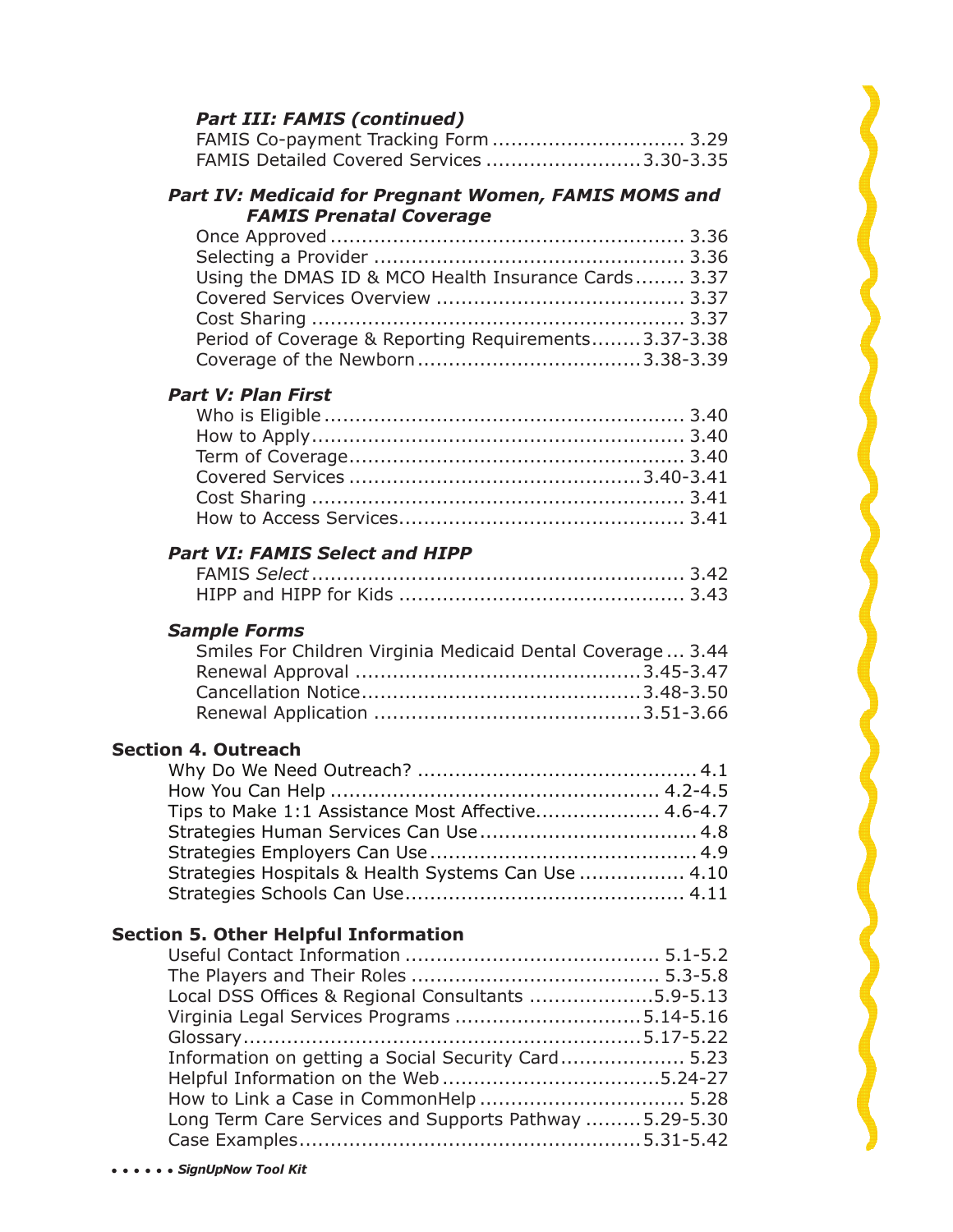### *Part III: FAMIS (continued)*

FAMIS Co-payment Tracking Form .............................. 3.29
FAMIS Detailed Covered Services .........................3.30-3.35

### *Part IV: Medicaid for Pregnant Women, FAMIS MOMS and FAMIS Prenatal Coverage*

Once Approved ........................................................ 3.36
Selecting a Provider ................................................. 3.36
Using the DMAS ID & MCO Health Insurance Cards........ 3.37
Covered Services Overview ....................................... 3.37
Cost Sharing ........................................................... 3.37
Period of Coverage & Reporting Requirements........3.37-3.38
Coverage of the Newborn...................................3.38-3.39

### *Part V: Plan First*

Who is Eligible ......................................................... 3.40
How to Apply........................................................... 3.40
Term of Coverage..................................................... 3.40
Covered Services ...............................................3.40-3.41
Cost Sharing ........................................................... 3.41
How to Access Services............................................. 3.41

### *Part VI: FAMIS Select and HIPP*

FAMIS *Select* ........................................................... 3.42
HIPP and HIPP for Kids ............................................. 3.43

### *Sample Forms*

Smiles For Children Virginia Medicaid Dental Coverage ... 3.44
Renewal Approval ..............................................3.45-3.47
Cancellation Notice............................................3.48-3.50
Renewal Application ..........................................3.51-3.66

## Section 4. Outreach

Why Do We Need Outreach? ............................................4.1
How You Can Help .................................................... 4.2-4.5
Tips to Make 1:1 Assistance Most Affective.................... 4.6-4.7
Strategies Human Services Can Use...................................4.8
Strategies Employers Can Use...........................................4.9
Strategies Hospitals & Health Systems Can Use ................. 4.10
Strategies Schools Can Use............................................ 4.11

## Section 5. Other Helpful Information

Useful Contact Information ........................................ 5.1-5.2
The Players and Their Roles ....................................... 5.3-5.8
Local DSS Offices & Regional Consultants ....................5.9-5.13
Virginia Legal Services Programs ..............................5.14-5.16
Glossary..............................................................5.17-5.22
Information on getting a Social Security Card.................... 5.23
Helpful Information on the Web...................................5.24-27
How to Link a Case in CommonHelp ................................ 5.28
Long Term Care Services and Supports Pathway .........5.29-5.30
Case Examples......................................................5.31-5.42